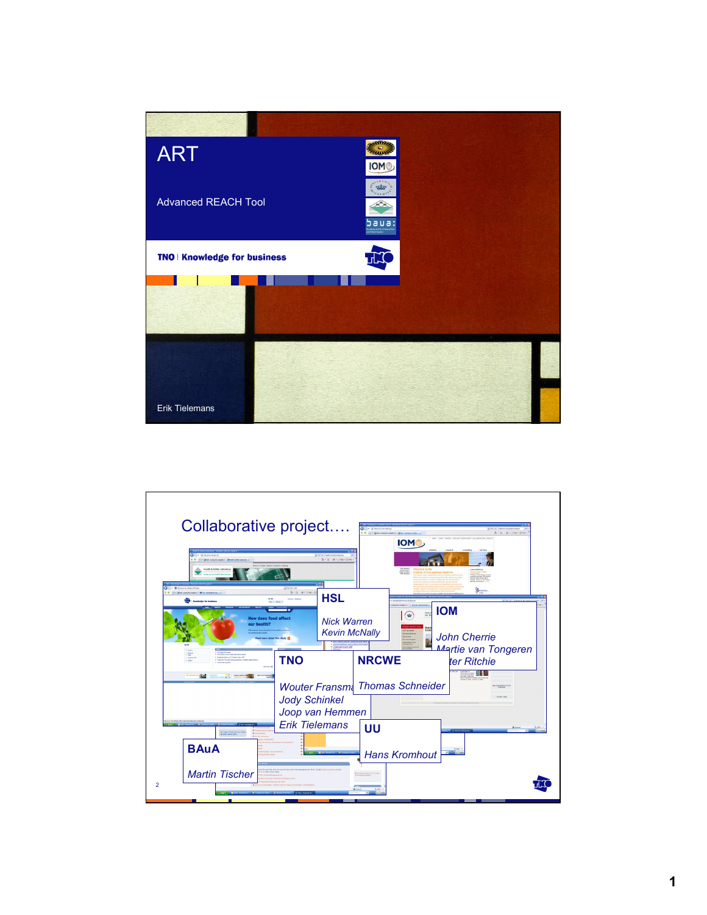# ART

Advanced REACH Tool

TNO | Knowledge for business

Erik Tielemans

## Collaborative project….

**HSL**

*Nick Warren*
*Kevin McNally*

**IOM**

*John Cherrie*
*Martie van Tongeren*
*Peter Ritchie*

**TNO**

*Wouter Fransman*
*Jody Schinkel*
*Joop van Hemmen*
*Erik Tielemans*

**NRCWE**

*Thomas Schneider*

**UU**

*Hans Kromhout*

**BAuA**

*Martin Tischer*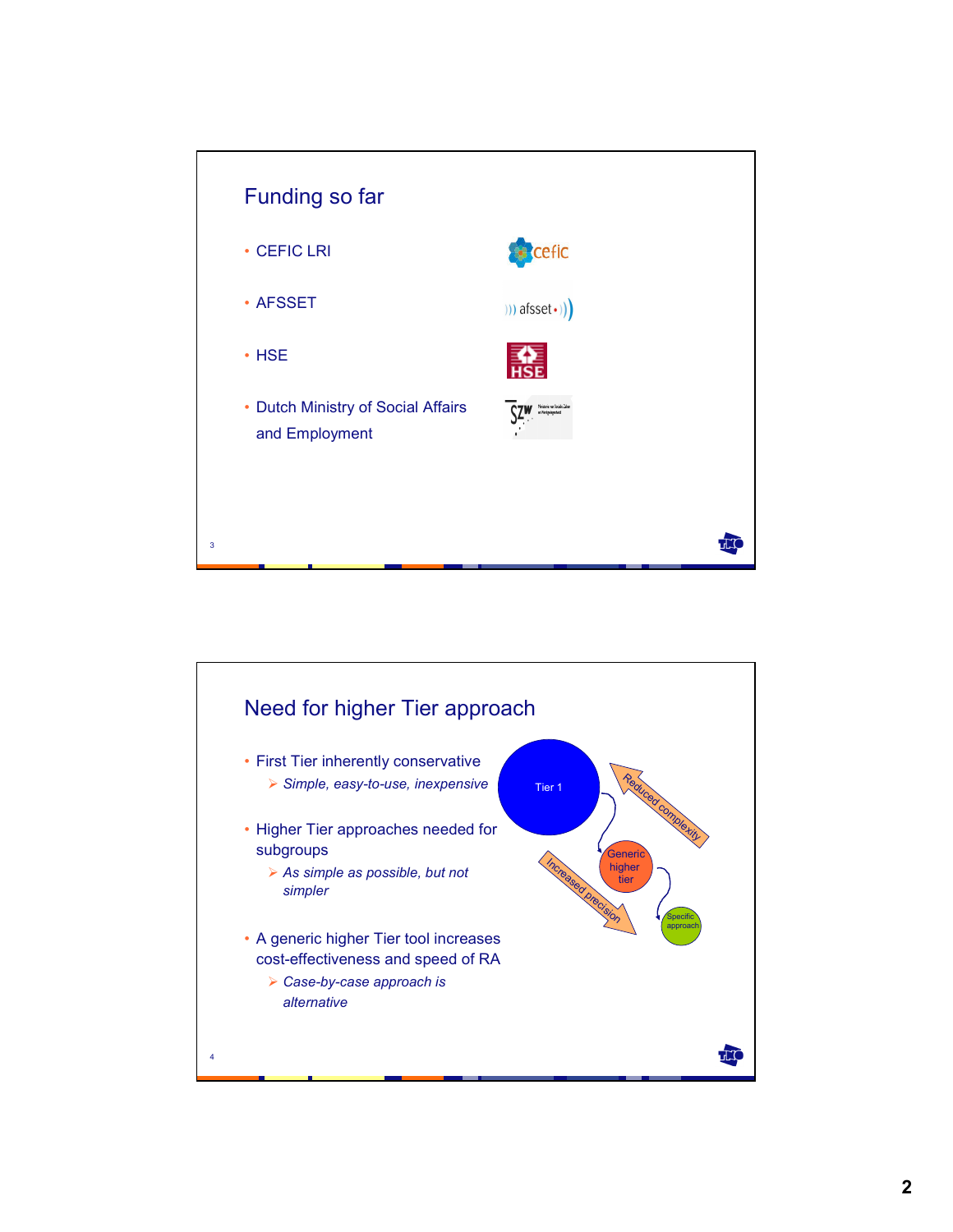## Funding so far

- CEFIC LRI
- AFSSET
- HSE
- Dutch Ministry of Social Affairs and Employment

## Need for higher Tier approach

- First Tier inherently conservative
  - *Simple, easy-to-use, inexpensive*
- Higher Tier approaches needed for subgroups
  - *As simple as possible, but not simpler*
- A generic higher Tier tool increases cost-effectiveness and speed of RA
  - *Case-by-case approach is alternative*

Tier 1

Generic higher tier

Specific approach

Reduced complexity

Increased precision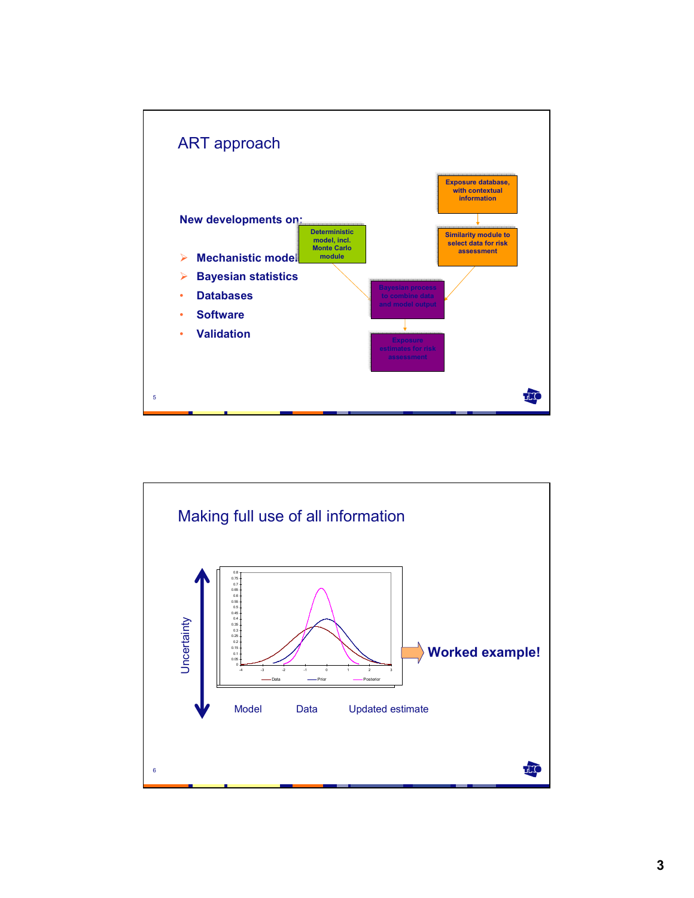## ART approach

**New developments on:**

- **Mechanistic model**
- **Bayesian statistics**
- **Databases**
- **Software**
- **Validation**

Exposure database, with contextual information

Similarity module to select data for risk assessment

Deterministic model, incl. Monte Carlo module

Bayesian process to combine data and model output

Exposure estimates for risk assessment

## Making full use of all information

Uncertainty

0.8
0.75
0.7
0.65
0.6
0.55
0.5
0.45
0.4
0.35
0.3
0.25
0.2
0.15
0.1
0.05
0

-4 -3 -2 -1 0 1 2 3

Data Prior Posterior

Model Data Updated estimate

**Worked example!**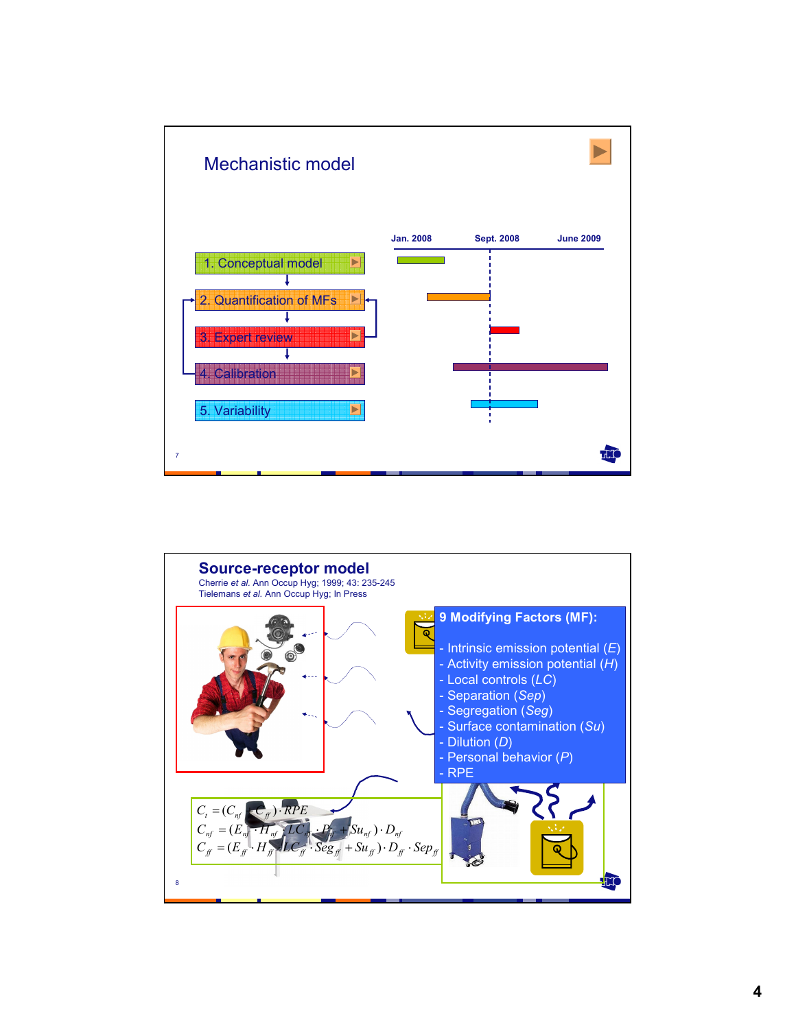## Mechanistic model

1. Conceptual model
2. Quantification of MFs
3. Expert review
4. Calibration
5. Variability

Jan. 2008

Sept. 2008

June 2009

## Source-receptor model

Cherrie *et al.* Ann Occup Hyg; 1999; 43: 235-245

Tielemans *et al.* Ann Occup Hyg; In Press

**9 Modifying Factors (MF):**

- Intrinsic emission potential (*E*)
- Activity emission potential (*H*)
- Local controls (*LC*)
- Separation (*Sep*)
- Segregation (*Seg*)
- Surface contamination (*Su*)
- Dilution (*D*)
- Personal behavior (*P*)
- RPE

$$C_t = (C_{nf} + C_{ff}) \cdot RPE$$

$$C_{nf} = (E_{nf} \cdot H_{nf} \cdot LC_{nf} \cdot P_{nf} + Su_{nf}) \cdot D_{nf}$$

$$C_{ff} = (E_{ff} \cdot H_{ff} \cdot LC_{ff} \cdot Seg_{ff} + Su_{ff}) \cdot D_{ff} \cdot Sep_{ff}$$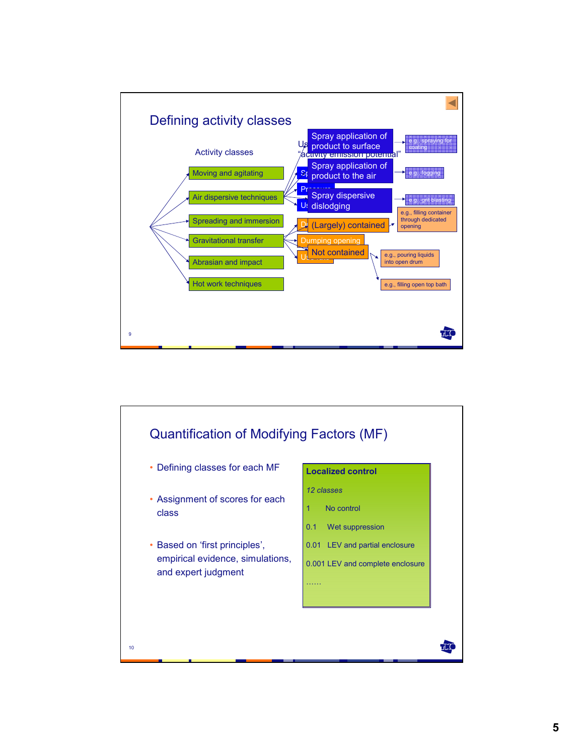## Defining activity classes

Activity classes

- Moving and agitating
- Air dispersive techniques
- Spreading and immersion
- Gravitational transfer
- Abrasian and impact
- Hot work techniques

Us
"activity emission potential"

Spray application of product to surface → e.g. spraying for coating

Spray application of product to the air → e.g. fogging

Spray dispersive dislodging → e.g. grit blasting

(Largely) contained → e.g., filling container through dedicated opening

Dumping opening

Not contained → e.g., pouring liquids into open drum; e.g., filling open top bath

## Quantification of Modifying Factors (MF)

- Defining classes for each MF
- Assignment of scores for each class
- Based on 'first principles', empirical evidence, simulations, and expert judgment

**Localized control**

*12 classes*

1 No control

0.1 Wet suppression

0.01 LEV and partial enclosure

0.001 LEV and complete enclosure

……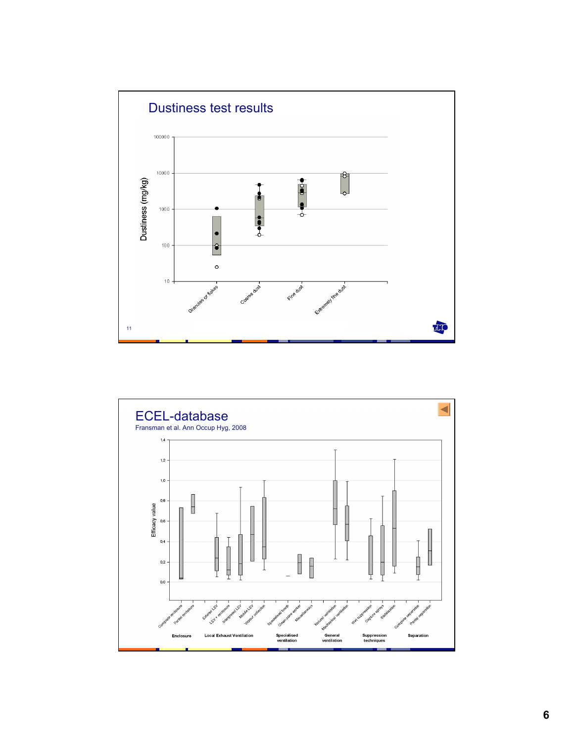## Dustiness test results

100000
10000
1000
100
10

Dustiness (mg/kg)

Granules or flakes
Coarse dust
Fine dust
Extremely fine dust

11

## ECEL-database

Fransman et al. Ann Occup Hyg, 2008

1.4
1.2
1.0
0.8
0.6
0.4
0.2
0.0

Efficacy value

Complete enclosure
Partial enclosure
Exterior LEV
LEV + enclosure
Integrated LEV
Mobile LEV
Vapour collection
Specialised booth
Clean-zone worker
Miscellaneous
Natural ventilation
Mechanical ventilation
Wet suppression
Capture sprays
Stabilisation
Complete separation
Partial separation

Enclosure
Local Exhaust Ventilation
Specialised ventilation
General ventilation
Suppression techniques
Separation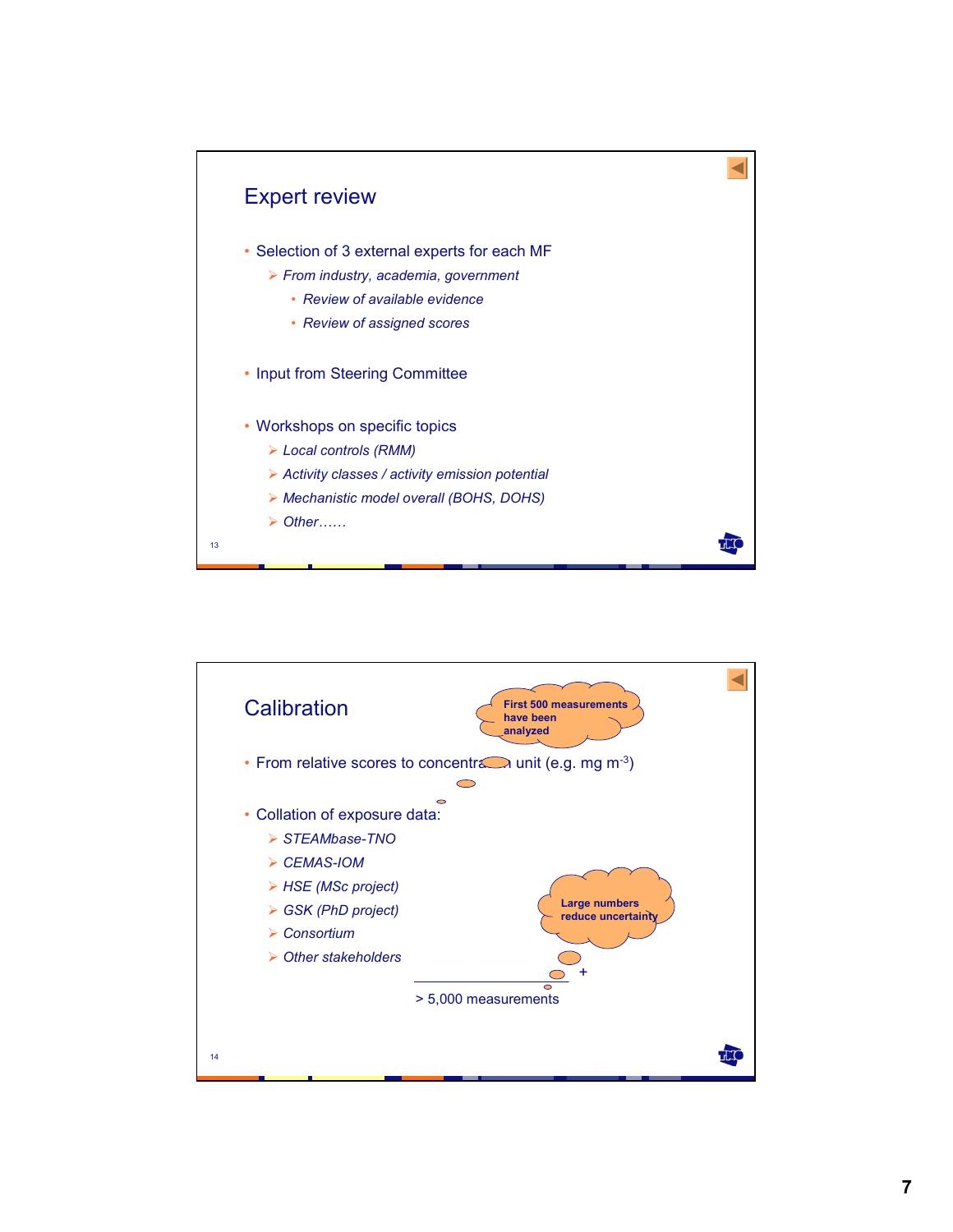## Expert review

- Selection of 3 external experts for each MF
  - *From industry, academia, government*
    - *Review of available evidence*
    - *Review of assigned scores*
- Input from Steering Committee
- Workshops on specific topics
  - *Local controls (RMM)*
  - *Activity classes / activity emission potential*
  - *Mechanistic model overall (BOHS, DOHS)*
  - *Other……*

## Calibration

**First 500 measurements have been analyzed**

- From relative scores to concentration unit (e.g. mg $m^{-3}$)
- Collation of exposure data:
  - *STEAMbase-TNO*
  - *CEMAS-IOM*
  - *HSE (MSc project)*
  - *GSK (PhD project)*
  - *Consortium*
  - *Other stakeholders*

**Large numbers reduce uncertainty**

+

\> 5,000 measurements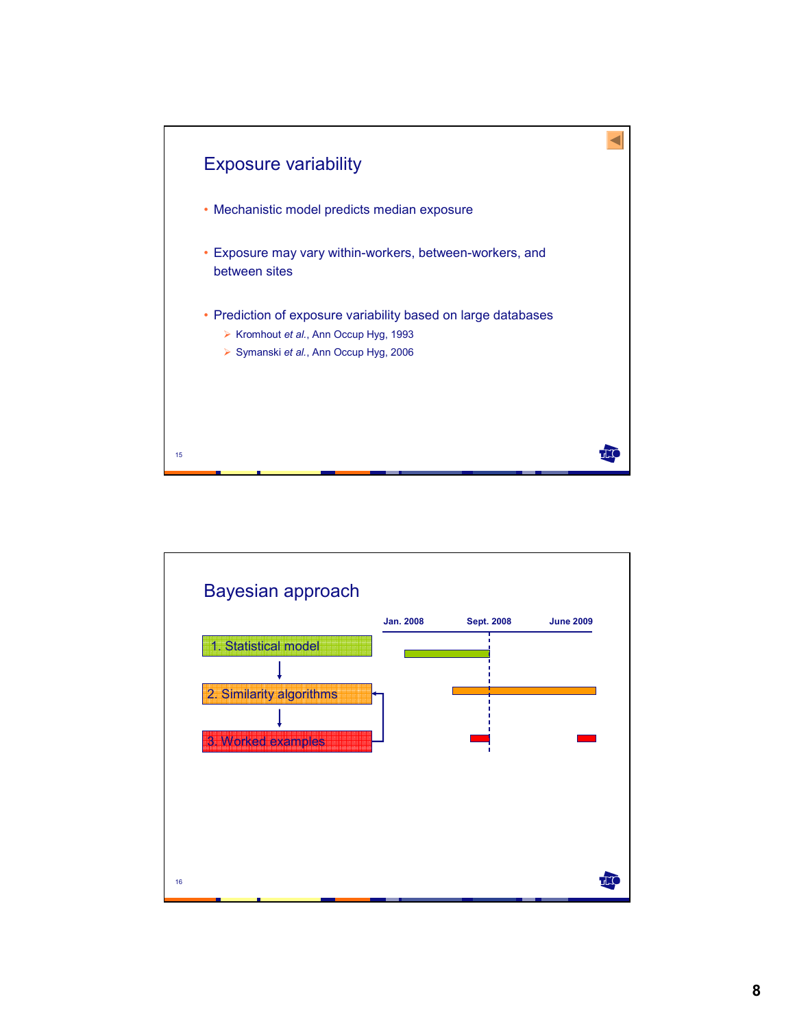## Exposure variability

- Mechanistic model predicts median exposure
- Exposure may vary within-workers, between-workers, and between sites
- Prediction of exposure variability based on large databases
  - Kromhout *et al.*, Ann Occup Hyg, 1993
  - Symanski *et al.*, Ann Occup Hyg, 2006

## Bayesian approach

1. Statistical model
2. Similarity algorithms
3. Worked examples

Jan. 2008

Sept. 2008

June 2009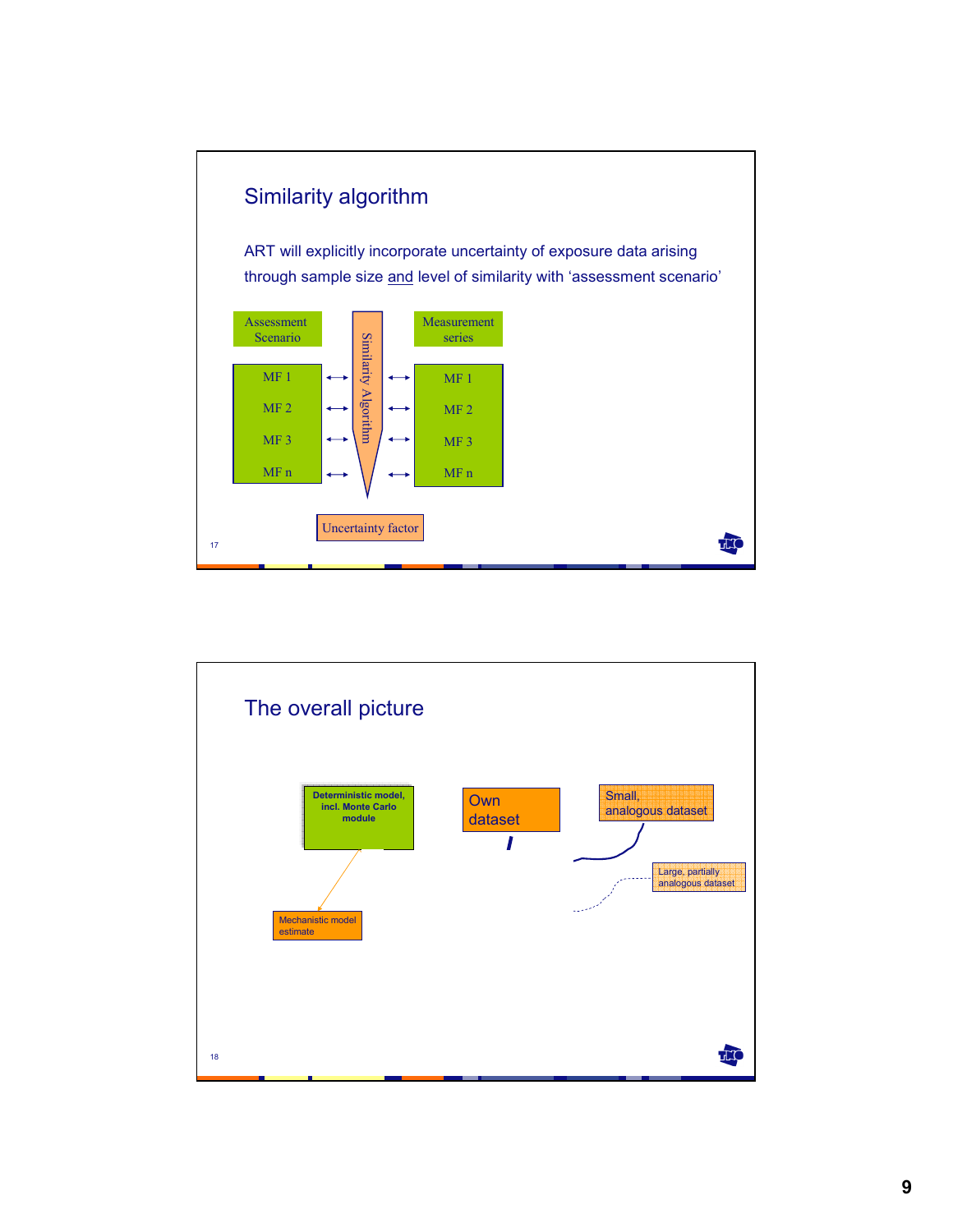## Similarity algorithm

ART will explicitly incorporate uncertainty of exposure data arising through sample size and level of similarity with 'assessment scenario'

Assessment Scenario

MF 1

MF 2

MF 3

MF n

Similarity Algorithm

Measurement series

MF 1

MF 2

MF 3

MF n

Uncertainty factor

## The overall picture

Deterministic model, incl. Monte Carlo module

Own dataset

Small, analogous dataset

Large, partially analogous dataset

Mechanistic model estimate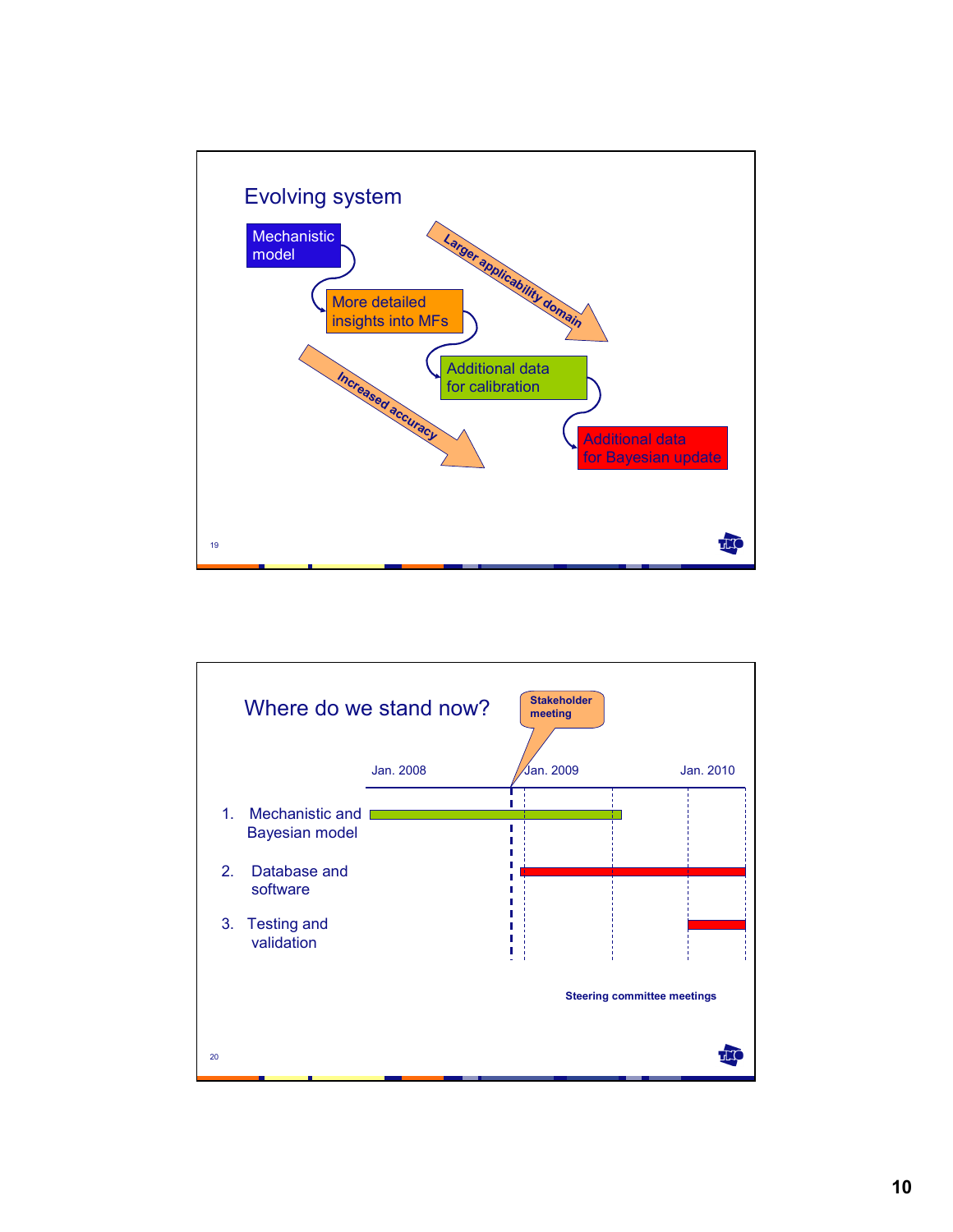## Evolving system

Mechanistic model

More detailed insights into MFs

Additional data for calibration

Additional data for Bayesian update

Larger applicability domain

Increased accuracy

## Where do we stand now?

Stakeholder meeting

Jan. 2008

Jan. 2009

Jan. 2010

1. Mechanistic and Bayesian model
2. Database and software
3. Testing and validation

Steering committee meetings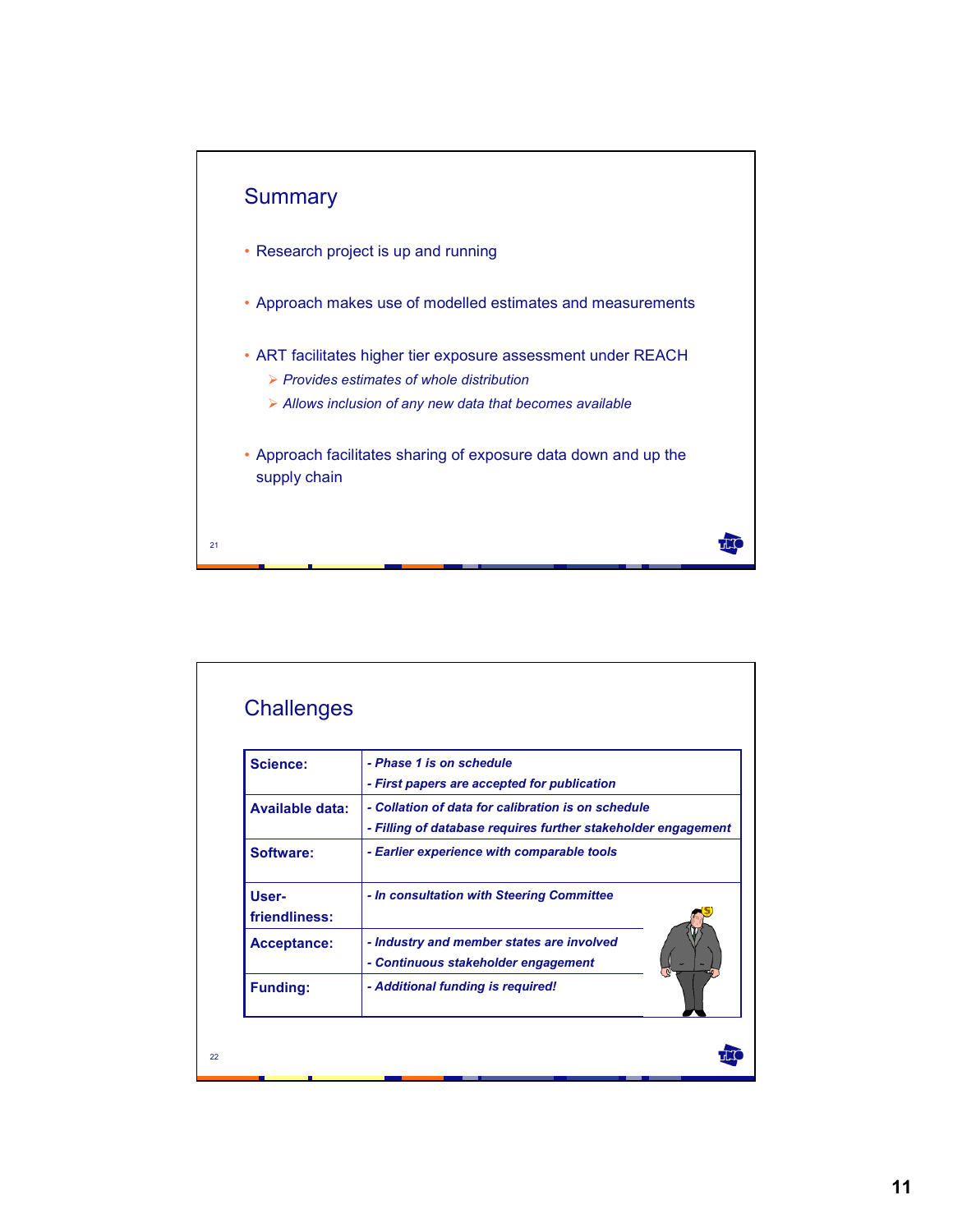## Summary

- Research project is up and running
- Approach makes use of modelled estimates and measurements
- ART facilitates higher tier exposure assessment under REACH
  - *Provides estimates of whole distribution*
  - *Allows inclusion of any new data that becomes available*
- Approach facilitates sharing of exposure data down and up the supply chain

## Challenges

| | |
|---|---|
| **Science:** | ***- Phase 1 is on schedule***<br>***- First papers are accepted for publication*** |
| **Available data:** | ***- Collation of data for calibration is on schedule***<br>***- Filling of database requires further stakeholder engagement*** |
| **Software:** | ***- Earlier experience with comparable tools*** |
| **User-friendliness:** | ***- In consultation with Steering Committee*** |
| **Acceptance:** | ***- Industry and member states are involved***<br>***- Continuous stakeholder engagement*** |
| **Funding:** | ***- Additional funding is required!*** |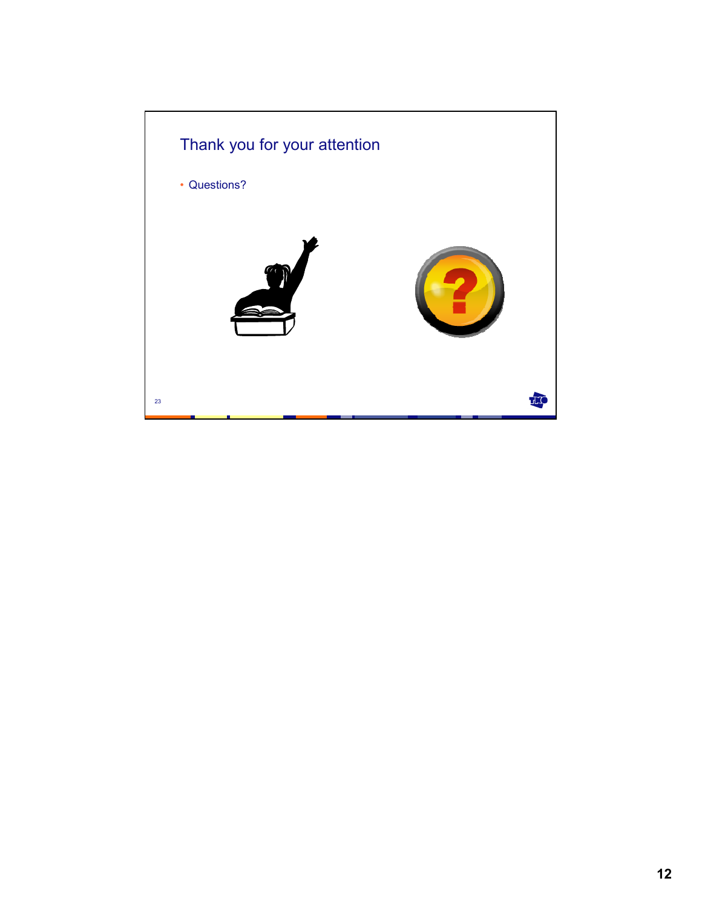## Thank you for your attention

- Questions?